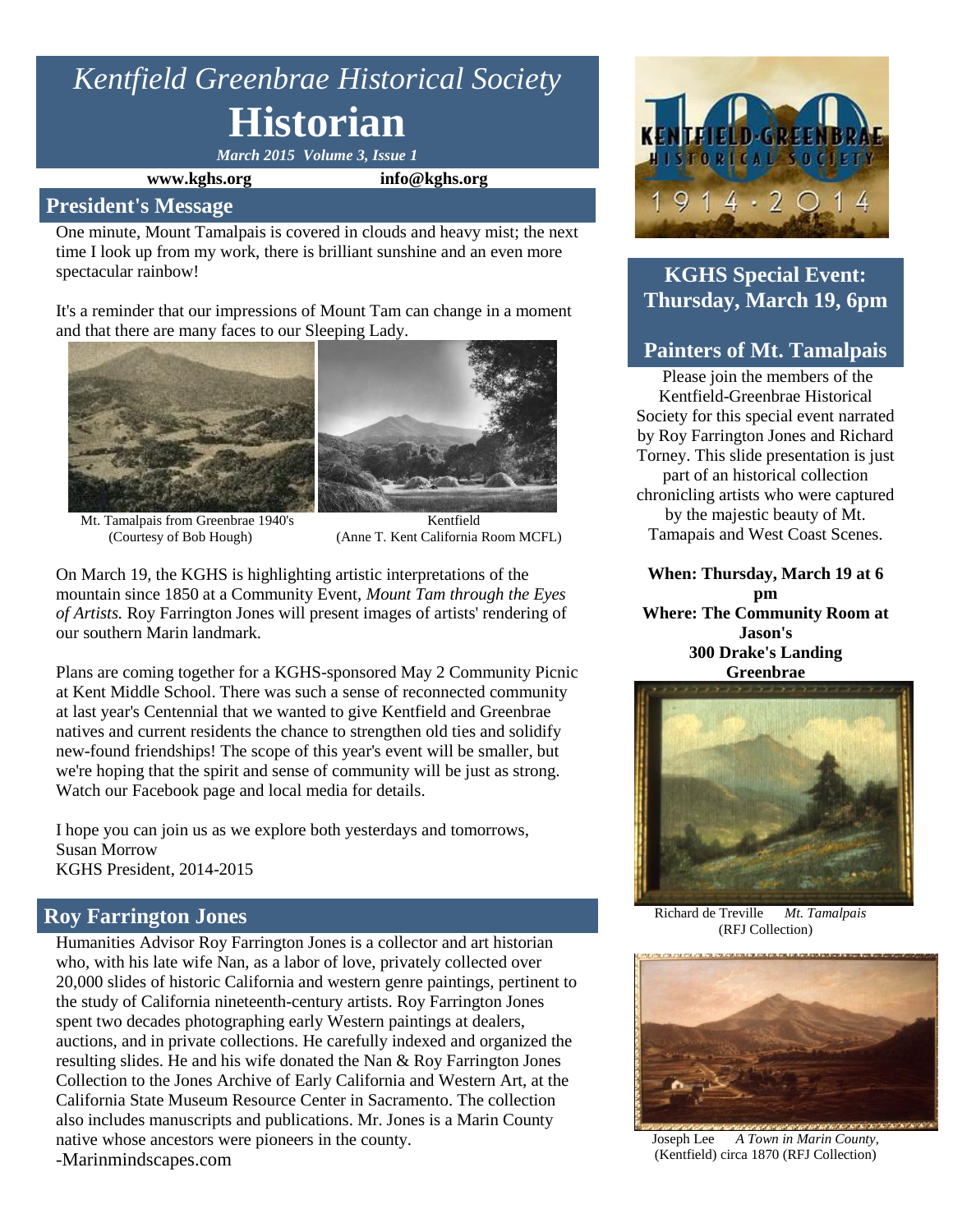# *Kentfield Greenbrae Historical Society*

# Historian

***March 2015 Volume 3, Issue 1***

**www.kghs.org** **info@kghs.org**

## President's Message

One minute, Mount Tamalpais is covered in clouds and heavy mist; the next time I look up from my work, there is brilliant sunshine and an even more spectacular rainbow!

It's a reminder that our impressions of Mount Tam can change in a moment and that there are many faces to our Sleeping Lady.

Mt. Tamalpais from Greenbrae 1940's (Courtesy of Bob Hough)

Kentfield (Anne T. Kent California Room MCFL)

On March 19, the KGHS is highlighting artistic interpretations of the mountain since 1850 at a Community Event, *Mount Tam through the Eyes of Artists.* Roy Farrington Jones will present images of artists' rendering of our southern Marin landmark.

Plans are coming together for a KGHS-sponsored May 2 Community Picnic at Kent Middle School. There was such a sense of reconnected community at last year's Centennial that we wanted to give Kentfield and Greenbrae natives and current residents the chance to strengthen old ties and solidify new-found friendships! The scope of this year's event will be smaller, but we're hoping that the spirit and sense of community will be just as strong. Watch our Facebook page and local media for details.

I hope you can join us as we explore both yesterdays and tomorrows,
Susan Morrow
KGHS President, 2014-2015

## Roy Farrington Jones

Humanities Advisor Roy Farrington Jones is a collector and art historian who, with his late wife Nan, as a labor of love, privately collected over 20,000 slides of historic California and western genre paintings, pertinent to the study of California nineteenth-century artists. Roy Farrington Jones spent two decades photographing early Western paintings at dealers, auctions, and in private collections. He carefully indexed and organized the resulting slides. He and his wife donated the Nan & Roy Farrington Jones Collection to the Jones Archive of Early California and Western Art, at the California State Museum Resource Center in Sacramento. The collection also includes manuscripts and publications. Mr. Jones is a Marin County native whose ancestors were pioneers in the county.
-Marinmindscapes.com

KENTFIELD-GREENBRAE HISTORICAL SOCIETY 1914 · 2014

## KGHS Special Event: Thursday, March 19, 6pm

## Painters of Mt. Tamalpais

Please join the members of the Kentfield-Greenbrae Historical Society for this special event narrated by Roy Farrington Jones and Richard Torney. This slide presentation is just part of an historical collection chronicling artists who were captured by the majestic beauty of Mt. Tamapais and West Coast Scenes.

**When: Thursday, March 19 at 6 pm**
**Where: The Community Room at Jason's**
**300 Drake's Landing**
**Greenbrae**

Richard de Treville *Mt. Tamalpais* (RFJ Collection)

Joseph Lee *A Town in Marin County,* (Kentfield) circa 1870 (RFJ Collection)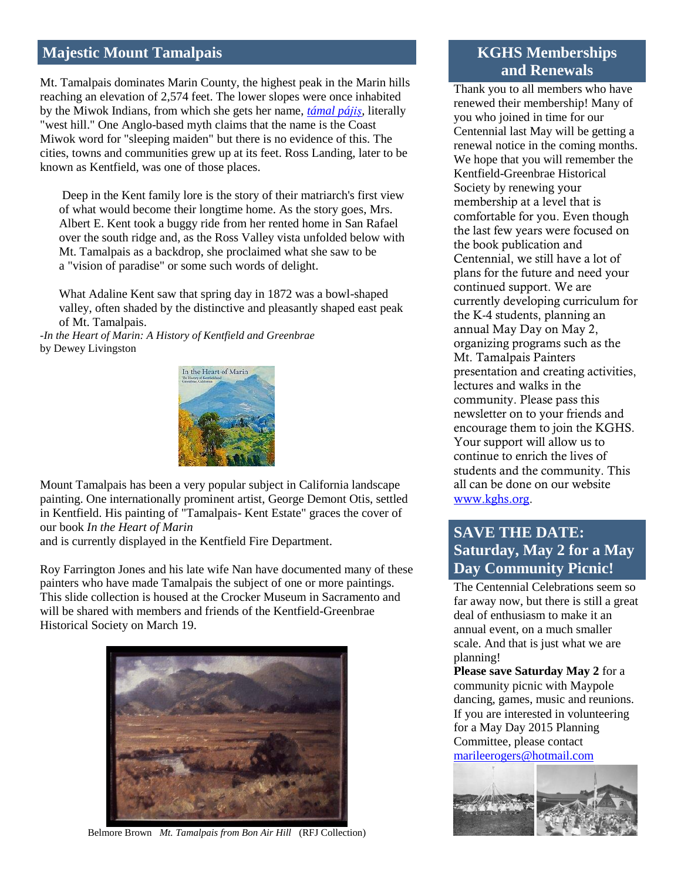## Majestic Mount Tamalpais

Mt. Tamalpais dominates Marin County, the highest peak in the Marin hills reaching an elevation of 2,574 feet. The lower slopes were once inhabited by the Miwok Indians, from which she gets her name, *támal pájiṣ*, literally "west hill." One Anglo-based myth claims that the name is the Coast Miwok word for "sleeping maiden" but there is no evidence of this. The cities, towns and communities grew up at its feet. Ross Landing, later to be known as Kentfield, was one of those places.

> Deep in the Kent family lore is the story of their matriarch's first view of what would become their longtime home. As the story goes, Mrs. Albert E. Kent took a buggy ride from her rented home in San Rafael over the south ridge and, as the Ross Valley vista unfolded below with Mt. Tamalpais as a backdrop, she proclaimed what she saw to be a "vision of paradise" or some such words of delight.
>
> What Adaline Kent saw that spring day in 1872 was a bowl-shaped valley, often shaded by the distinctive and pleasantly shaped east peak of Mt. Tamalpais.

*-In the Heart of Marin: A History of Kentfield and Greenbrae*
by Dewey Livingston

Mount Tamalpais has been a very popular subject in California landscape painting. One internationally prominent artist, George Demont Otis, settled in Kentfield. His painting of "Tamalpais- Kent Estate" graces the cover of our book *In the Heart of Marin*
and is currently displayed in the Kentfield Fire Department.

Roy Farrington Jones and his late wife Nan have documented many of these painters who have made Tamalpais the subject of one or more paintings. This slide collection is housed at the Crocker Museum in Sacramento and will be shared with members and friends of the Kentfield-Greenbrae Historical Society on March 19.

Belmore Brown *Mt. Tamalpais from Bon Air Hill* (RFJ Collection)

## KGHS Memberships and Renewals

Thank you to all members who have renewed their membership! Many of you who joined in time for our Centennial last May will be getting a renewal notice in the coming months. We hope that you will remember the Kentfield-Greenbrae Historical Society by renewing your membership at a level that is comfortable for you. Even though the last few years were focused on the book publication and Centennial, we still have a lot of plans for the future and need your continued support. We are currently developing curriculum for the K-4 students, planning an annual May Day on May 2, organizing programs such as the Mt. Tamalpais Painters presentation and creating activities, lectures and walks in the community. Please pass this newsletter on to your friends and encourage them to join the KGHS. Your support will allow us to continue to enrich the lives of students and the community. This all can be done on our website www.kghs.org.

## SAVE THE DATE: Saturday, May 2 for a May Day Community Picnic!

The Centennial Celebrations seem so far away now, but there is still a great deal of enthusiasm to make it an annual event, on a much smaller scale. And that is just what we are planning!

**Please save Saturday May 2** for a community picnic with Maypole dancing, games, music and reunions. If you are interested in volunteering for a May Day 2015 Planning Committee, please contact marileerogers@hotmail.com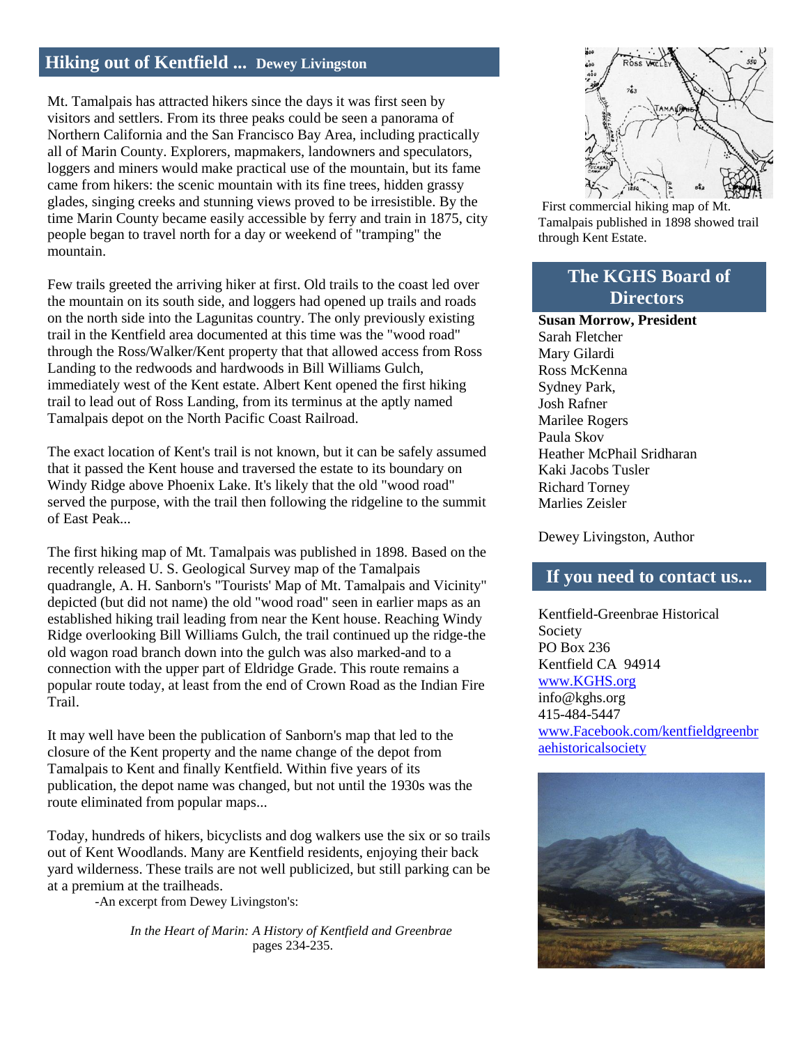## Hiking out of Kentfield ... Dewey Livingston

Mt. Tamalpais has attracted hikers since the days it was first seen by visitors and settlers. From its three peaks could be seen a panorama of Northern California and the San Francisco Bay Area, including practically all of Marin County. Explorers, mapmakers, landowners and speculators, loggers and miners would make practical use of the mountain, but its fame came from hikers: the scenic mountain with its fine trees, hidden grassy glades, singing creeks and stunning views proved to be irresistible. By the time Marin County became easily accessible by ferry and train in 1875, city people began to travel north for a day or weekend of "tramping" the mountain.

Few trails greeted the arriving hiker at first. Old trails to the coast led over the mountain on its south side, and loggers had opened up trails and roads on the north side into the Lagunitas country. The only previously existing trail in the Kentfield area documented at this time was the "wood road" through the Ross/Walker/Kent property that that allowed access from Ross Landing to the redwoods and hardwoods in Bill Williams Gulch, immediately west of the Kent estate. Albert Kent opened the first hiking trail to lead out of Ross Landing, from its terminus at the aptly named Tamalpais depot on the North Pacific Coast Railroad.

The exact location of Kent's trail is not known, but it can be safely assumed that it passed the Kent house and traversed the estate to its boundary on Windy Ridge above Phoenix Lake. It's likely that the old "wood road" served the purpose, with the trail then following the ridgeline to the summit of East Peak...

The first hiking map of Mt. Tamalpais was published in 1898. Based on the recently released U. S. Geological Survey map of the Tamalpais quadrangle, A. H. Sanborn's "Tourists' Map of Mt. Tamalpais and Vicinity" depicted (but did not name) the old "wood road" seen in earlier maps as an established hiking trail leading from near the Kent house. Reaching Windy Ridge overlooking Bill Williams Gulch, the trail continued up the ridge-the old wagon road branch down into the gulch was also marked-and to a connection with the upper part of Eldridge Grade. This route remains a popular route today, at least from the end of Crown Road as the Indian Fire Trail.

It may well have been the publication of Sanborn's map that led to the closure of the Kent property and the name change of the depot from Tamalpais to Kent and finally Kentfield. Within five years of its publication, the depot name was changed, but not until the 1930s was the route eliminated from popular maps...

Today, hundreds of hikers, bicyclists and dog walkers use the six or so trails out of Kent Woodlands. Many are Kentfield residents, enjoying their back yard wilderness. These trails are not well publicized, but still parking can be at a premium at the trailheads.

-An excerpt from Dewey Livingston's:

*In the Heart of Marin: A History of Kentfield and Greenbrae*
pages 234-235.

First commercial hiking map of Mt. Tamalpais published in 1898 showed trail through Kent Estate.

## The KGHS Board of Directors

**Susan Morrow, President**
Sarah Fletcher
Mary Gilardi
Ross McKenna
Sydney Park,
Josh Rafner
Marilee Rogers
Paula Skov
Heather McPhail Sridharan
Kaki Jacobs Tusler
Richard Torney
Marlies Zeisler

Dewey Livingston, Author

## If you need to contact us...

Kentfield-Greenbrae Historical Society
PO Box 236
Kentfield CA 94914
www.KGHS.org
info@kghs.org
415-484-5447
www.Facebook.com/kentfieldgreenbraehistoricalsociety